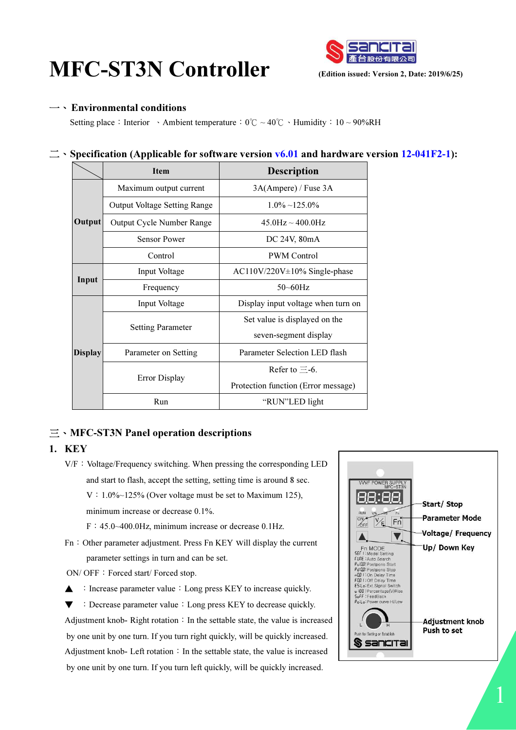# MFC-ST3N Controller

(Edition issued: Version 2, Date: 2019/6/25)

## 一、Environmental conditions

Setting place：Interior 、Ambient temperature：0℃ ~ 40℃ 、Humidity：10 ~ 90%RH

## 二、Specification (Applicable for software version v6.01 and hardware version 12-041F2-1):

| | Item | Description |
|---|---|---|
| Output | Maximum output current | 3A(Ampere) / Fuse 3A |
| | Output Voltage Setting Range | 1.0% ~125.0% |
| | Output Cycle Number Range | 45.0Hz ~ 400.0Hz |
| | Sensor Power | DC 24V, 80mA |
| | Control | PWM Control |
| Input | Input Voltage | AC110V/220V±10% Single-phase |
| | Frequency | 50~60Hz |
| Display | Input Voltage | Display input voltage when turn on |
| | Setting Parameter | Set value is displayed on the seven-segment display |
| | Parameter on Setting | Parameter Selection LED flash |
| | Error Display | Refer to 三-6. Protection function (Error message) |
| | Run | "RUN"LED light |

## 三、MFC-ST3N Panel operation descriptions

### 1. KEY

V/F：Voltage/Frequency switching. When pressing the corresponding LED and start to flash, accept the setting, setting time is around 8 sec.

V：1.0%~125% (Over voltage must be set to Maximum 125), minimum increase or decrease 0.1%.

F：45.0~400.0Hz, minimum increase or decrease 0.1Hz.

Fn：Other parameter adjustment. Press Fn KEY Will display the current parameter settings in turn and can be set.

ON/ OFF：Forced start/ Forced stop.

▲ ：Increase parameter value：Long press KEY to increase quickly.

▼ ：Decrease parameter value：Long press KEY to decrease quickly.

Adjustment knob- Right rotation：In the settable state, the value is increased by one unit by one turn. If you turn right quickly, will be quickly increased.

Adjustment knob- Left rotation：In the settable state, the value is increased by one unit by one turn. If you turn left quickly, will be quickly increased.

VVVF POWER SUPPLY MFC-ST3N

Start/ Stop

Parameter Mode

Voltage/ Frequency

Up/ Down Key

Fn MODE
SET：Model Setting
TUNE：Auto Search
Pu:0.0：Postpone Start
Pd:0.0：Postpone Stop
n0.01：On Delay Time
F0.01：Off Delay Time
ES.Lo：Ext.Signal Switch
u 100：Percentage(V)Rise
SoFF：FeedBack
Po:Lo：Power curve Hi/Low

Adjustment knob
Push to set

Push for Setting or Establish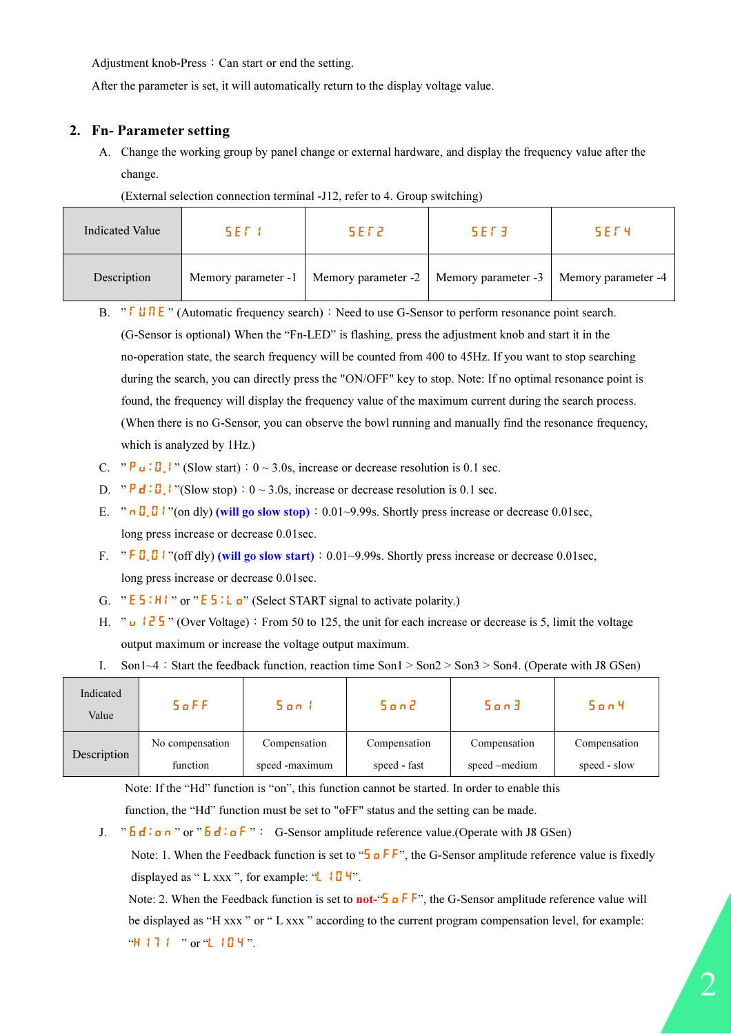Adjustment knob-Press：Can start or end the setting.

After the parameter is set, it will automatically return to the display voltage value.

## 2. Fn- Parameter setting

A. Change the working group by panel change or external hardware, and display the frequency value after the change.

(External selection connection terminal -J12, refer to 4. Group switching)

| Indicated Value | SEr 1 | SEr 2 | SEr 3 | SEr 4 |
|---|---|---|---|---|
| Description | Memory parameter -1 | Memory parameter -2 | Memory parameter -3 | Memory parameter -4 |

B. "rUnE" (Automatic frequency search)：Need to use G-Sensor to perform resonance point search. (G-Sensor is optional) When the "Fn-LED" is flashing, press the adjustment knob and start it in the no-operation state, the search frequency will be counted from 400 to 45Hz. If you want to stop searching during the search, you can directly press the "ON/OFF" key to stop. Note: If no optimal resonance point is found, the frequency will display the frequency value of the maximum current during the search process. (When there is no G-Sensor, you can observe the bowl running and manually find the resonance frequency, which is analyzed by 1Hz.)

C. "Pu:0.1" (Slow start)：0 ~ 3.0s, increase or decrease resolution is 0.1 sec.

D. "Pd:0.1"(Slow stop)：0 ~ 3.0s, increase or decrease resolution is 0.1 sec.

E. "n0.01"(on dly) **(will go slow stop)**：0.01~9.99s. Shortly press increase or decrease 0.01sec, long press increase or decrease 0.01sec.

F. "F0.01"(off dly) **(will go slow start)**：0.01~9.99s. Shortly press increase or decrease 0.01sec, long press increase or decrease 0.01sec.

G. "ES:HI" or "ES:Lo" (Select START signal to activate polarity.)

H. "u 125" (Over Voltage)：From 50 to 125, the unit for each increase or decrease is 5, limit the voltage output maximum or increase the voltage output maximum.

I. Son1~4：Start the feedback function, reaction time Son1 > Son2 > Son3 > Son4. (Operate with J8 GSen)

| Indicated Value | SoFF | Son 1 | Son2 | Son3 | Son4 |
|---|---|---|---|---|---|
| Description | No compensation function | Compensation speed -maximum | Compensation speed - fast | Compensation speed –medium | Compensation speed - slow |

Note: If the "Hd" function is "on", this function cannot be started. In order to enable this function, the "Hd" function must be set to "oFF" status and the setting can be made.

J. "Gd:on" or "Gd:oF"： G-Sensor amplitude reference value.(Operate with J8 GSen)

Note: 1. When the Feedback function is set to "SoFF", the G-Sensor amplitude reference value is fixedly displayed as " L xxx ", for example: "L 104".

Note: 2. When the Feedback function is set to **not-**"SoFF", the G-Sensor amplitude reference value will be displayed as "H xxx " or " L xxx " according to the current program compensation level, for example: "H 171 " or "L 104".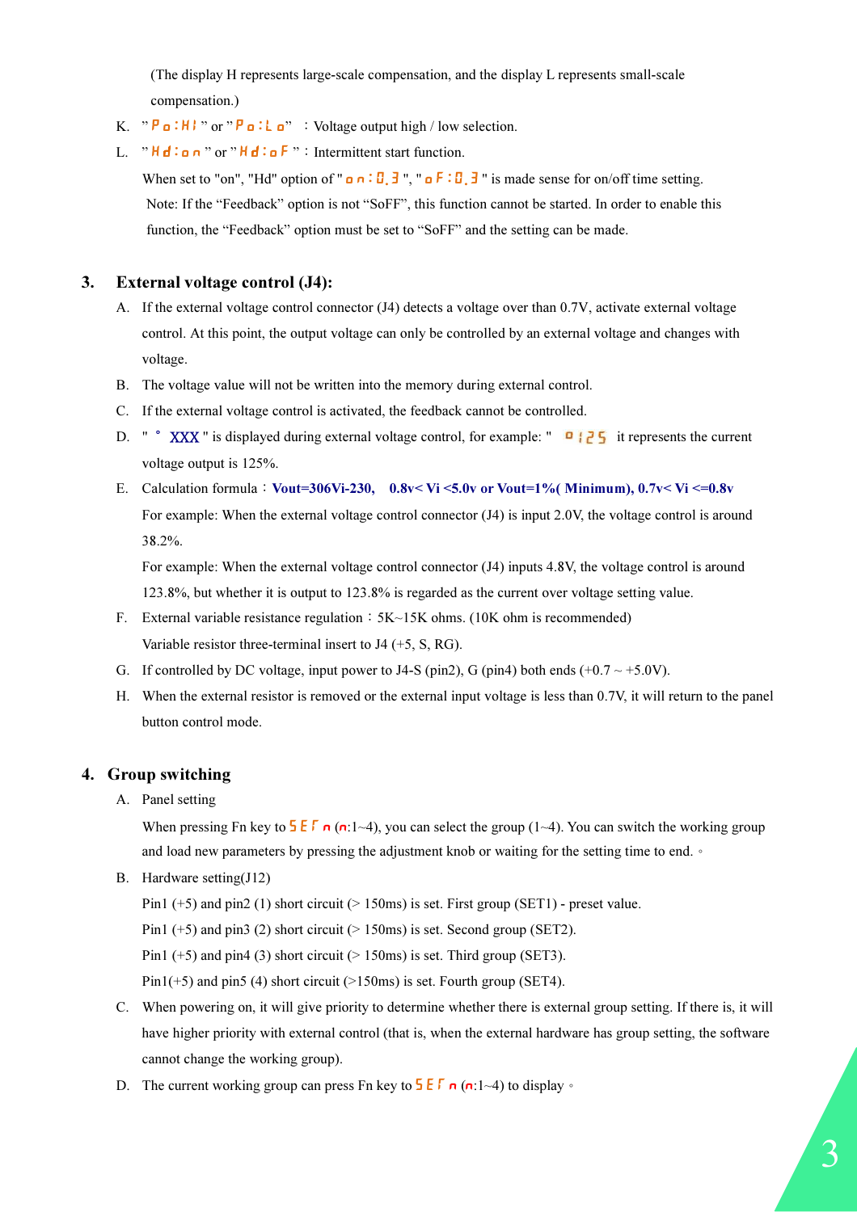(The display H represents large-scale compensation, and the display L represents small-scale compensation.)

K. "Po:HI" or "Po:Lo" ：Voltage output high / low selection.

L. "Hd:on" or "Hd:oF"：Intermittent start function.

When set to "on", "Hd" option of "on:0.3", "oF:0.3" is made sense for on/off time setting.

Note: If the "Feedback" option is not "SoFF", this function cannot be started. In order to enable this function, the "Feedback" option must be set to "SoFF" and the setting can be made.

## 3. External voltage control (J4):

A. If the external voltage control connector (J4) detects a voltage over than 0.7V, activate external voltage control. At this point, the output voltage can only be controlled by an external voltage and changes with voltage.

B. The voltage value will not be written into the memory during external control.

C. If the external voltage control is activated, the feedback cannot be controlled.

D. " ° XXX " is displayed during external voltage control, for example: " ° 125 it represents the current voltage output is 125%.

E. Calculation formula：**Vout=306Vi-230, 0.8v< Vi <5.0v or Vout=1%( Minimum), 0.7v< Vi <=0.8v**

For example: When the external voltage control connector (J4) is input 2.0V, the voltage control is around 38.2%.

For example: When the external voltage control connector (J4) inputs 4.8V, the voltage control is around 123.8%, but whether it is output to 123.8% is regarded as the current over voltage setting value.

F. External variable resistance regulation：5K~15K ohms. (10K ohm is recommended)

Variable resistor three-terminal insert to J4 (+5, S, RG).

G. If controlled by DC voltage, input power to J4-S (pin2), G (pin4) both ends (+0.7 ~ +5.0V).

H. When the external resistor is removed or the external input voltage is less than 0.7V, it will return to the panel button control mode.

## 4. Group switching

A. Panel setting

When pressing Fn key to SEΓn (n:1~4), you can select the group (1~4). You can switch the working group and load new parameters by pressing the adjustment knob or waiting for the setting time to end. 。

B. Hardware setting(J12)

Pin1 (+5) and pin2 (1) short circuit (> 150ms) is set. First group (SET1) - preset value.

Pin1 (+5) and pin3 (2) short circuit (> 150ms) is set. Second group (SET2).

Pin1 (+5) and pin4 (3) short circuit (> 150ms) is set. Third group (SET3).

Pin1(+5) and pin5 (4) short circuit (>150ms) is set. Fourth group (SET4).

C. When powering on, it will give priority to determine whether there is external group setting. If there is, it will have higher priority with external control (that is, when the external hardware has group setting, the software cannot change the working group).

D. The current working group can press Fn key to SEΓn (n:1~4) to display 。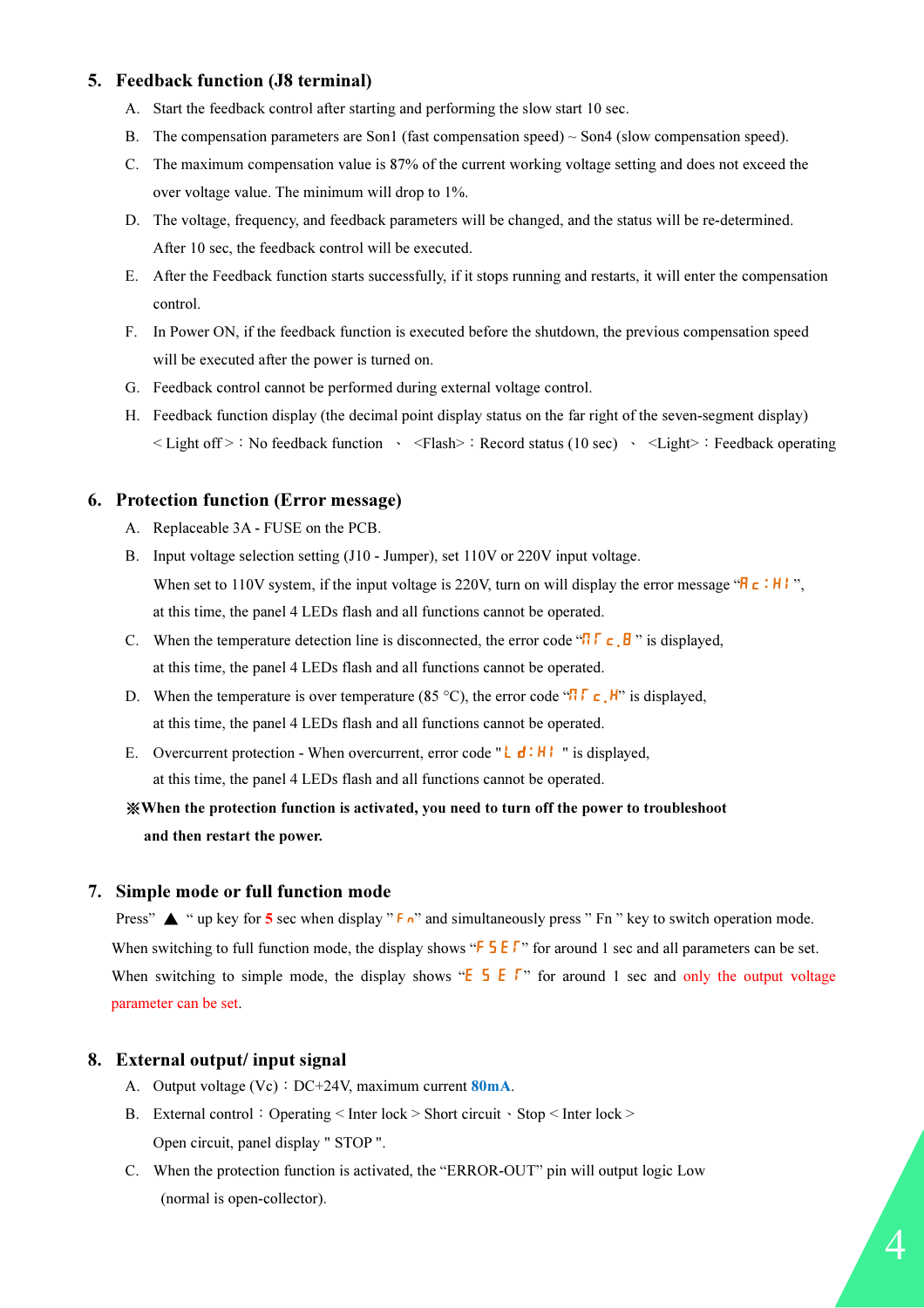## 5. Feedback function (J8 terminal)

A. Start the feedback control after starting and performing the slow start 10 sec.

B. The compensation parameters are Son1 (fast compensation speed) ~ Son4 (slow compensation speed).

C. The maximum compensation value is 87% of the current working voltage setting and does not exceed the over voltage value. The minimum will drop to 1%.

D. The voltage, frequency, and feedback parameters will be changed, and the status will be re-determined. After 10 sec, the feedback control will be executed.

E. After the Feedback function starts successfully, if it stops running and restarts, it will enter the compensation control.

F. In Power ON, if the feedback function is executed before the shutdown, the previous compensation speed will be executed after the power is turned on.

G. Feedback control cannot be performed during external voltage control.

H. Feedback function display (the decimal point display status on the far right of the seven-segment display)
< Light off >：No feedback function 、 <Flash>：Record status (10 sec) 、 <Light>：Feedback operating

## 6. Protection function (Error message)

A. Replaceable 3A - FUSE on the PCB.

B. Input voltage selection setting (J10 - Jumper), set 110V or 220V input voltage.
When set to 110V system, if the input voltage is 220V, turn on will display the error message "Ac:HI",
at this time, the panel 4 LEDs flash and all functions cannot be operated.

C. When the temperature detection line is disconnected, the error code "ntc.B" is displayed,
at this time, the panel 4 LEDs flash and all functions cannot be operated.

D. When the temperature is over temperature (85 °C), the error code "ntc.H" is displayed,
at this time, the panel 4 LEDs flash and all functions cannot be operated.

E. Overcurrent protection - When overcurrent, error code "Ld:HI" is displayed,
at this time, the panel 4 LEDs flash and all functions cannot be operated.

**※When the protection function is activated, you need to turn off the power to troubleshoot and then restart the power.**

## 7. Simple mode or full function mode

Press" ▲ " up key for 5 sec when display " Fn" and simultaneously press " Fn " key to switch operation mode.
When switching to full function mode, the display shows "FSEt" for around 1 sec and all parameters can be set.
When switching to simple mode, the display shows "ESEt" for around 1 sec and only the output voltage parameter can be set.

## 8. External output/ input signal

A. Output voltage (Vc)：DC+24V, maximum current 80mA.

B. External control：Operating < Inter lock > Short circuit 、Stop < Inter lock >
Open circuit, panel display " STOP ".

C. When the protection function is activated, the "ERROR-OUT" pin will output logic Low
(normal is open-collector).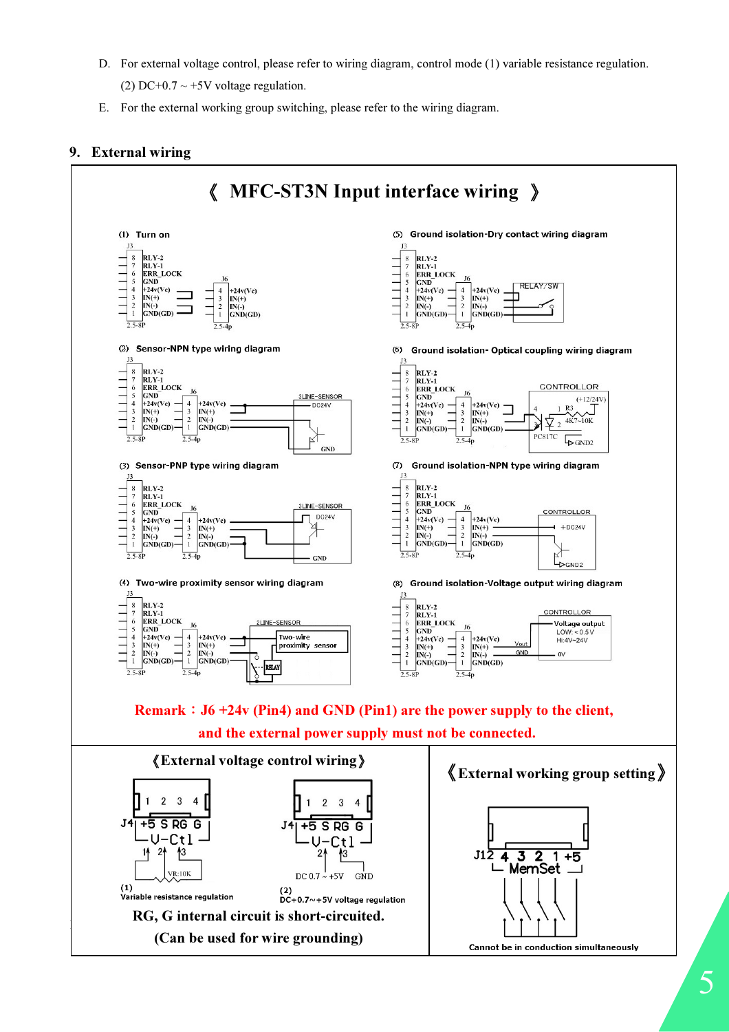D. For external voltage control, please refer to wiring diagram, control mode (1) variable resistance regulation. (2) DC+0.7 ~ +5V voltage regulation.

E. For the external working group switching, please refer to the wiring diagram.

## 9. External wiring

### 《 MFC-ST3N Input interface wiring 》

(1) Turn on

(2) Sensor-NPN type wiring diagram

(3) Sensor-PNP type wiring diagram

(4) Two-wire proximity sensor wiring diagram

(5) Ground isolation-Dry contact wiring diagram

(6) Ground isolation- Optical coupling wiring diagram

(7) Ground isolation-NPN type wiring diagram

(8) Ground isolation-Voltage output wiring diagram

J3: 8 RLY-2, 7 RLY-1, 6 ERR_LOCK, 5 GND, 4 +24v(Vc), 3 IN(+), 2 IN(-), 1 GND(GD) — 2.5-8P

J6: 4 +24v(Vc), 3 IN(+), 2 IN(-), 1 GND(GD) — 2.5-4p

**Remark：J6 +24v (Pin4) and GND (Pin1) are the power supply to the client, and the external power supply must not be connected.**

### 《External voltage control wiring》

J4: 1 2 3 4 — +5 S RG G — V-Ctl

(1) Variable resistance regulation (VR:10K)

(2) DC+0.7~+5V voltage regulation (DC 0.7 ~ +5V, GND)

**RG, G internal circuit is short-circuited.**

**(Can be used for wire grounding)**

### 《External working group setting》

J12: 4 3 2 1 +5 — MemSet

Cannot be in conduction simultaneously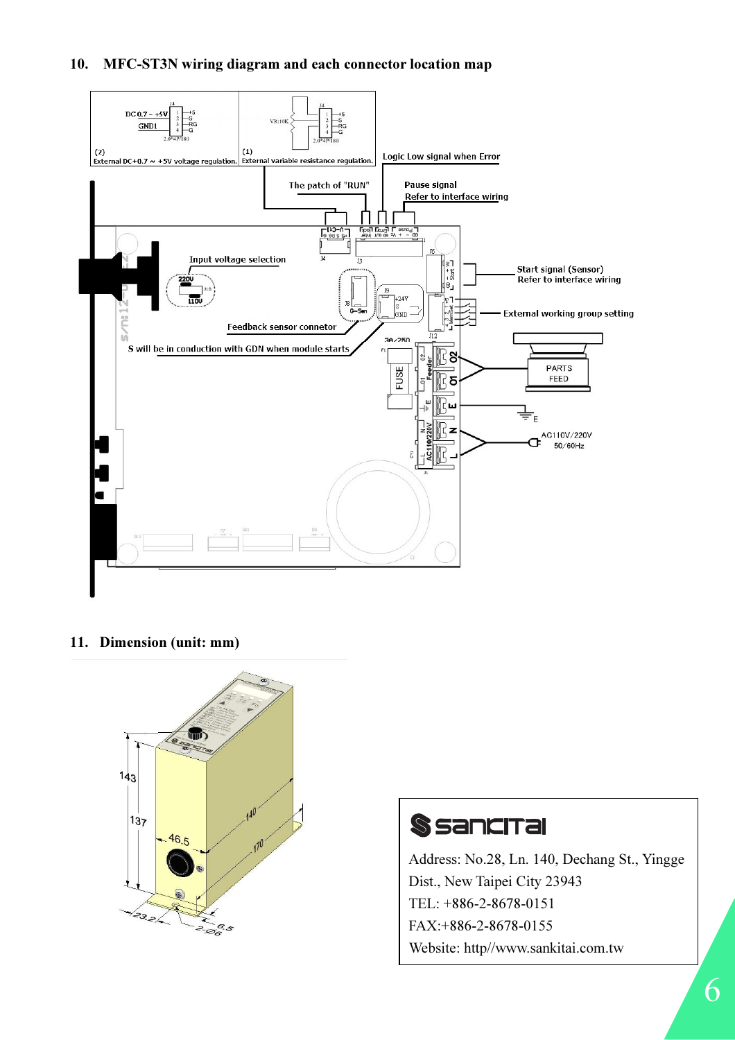## 10. MFC-ST3N wiring diagram and each connector location map

DC 0.7 ~ +5V
GND1
J4
+5
S
RG
G
2.0*4P/180

(2)
External DC+0.7 ~ +5V voltage regulation.

VR:10K
J4
+5
S
RG
G
2.0*4P/180

(1)
External variable resistance regulation.

Logic Low signal when Error

The patch of "RUN"

Pause signal
Refer to interface wiring

Input voltage selection
220V
110V

Start signal (Sensor)
Refer to interface wiring

External working group setting

Feedback sensor connetor

S will be in conduction with GDN when module starts

+24V
S
GND

G-Sen

3A/250

FUSE

O2
O1
E
N
L

Feeder
AC110/220V

PARTS FEED

E

AC110V/220V
50/60Hz

## 11. Dimension (unit: mm)

143
137
46.5
140
170
23.2
6.5
2-Ø6

**Sankitai**

Address: No.28, Ln. 140, Dechang St., Yingge Dist., New Taipei City 23943
TEL: +886-2-8678-0151
FAX:+886-2-8678-0155
Website: http//www.sankitai.com.tw